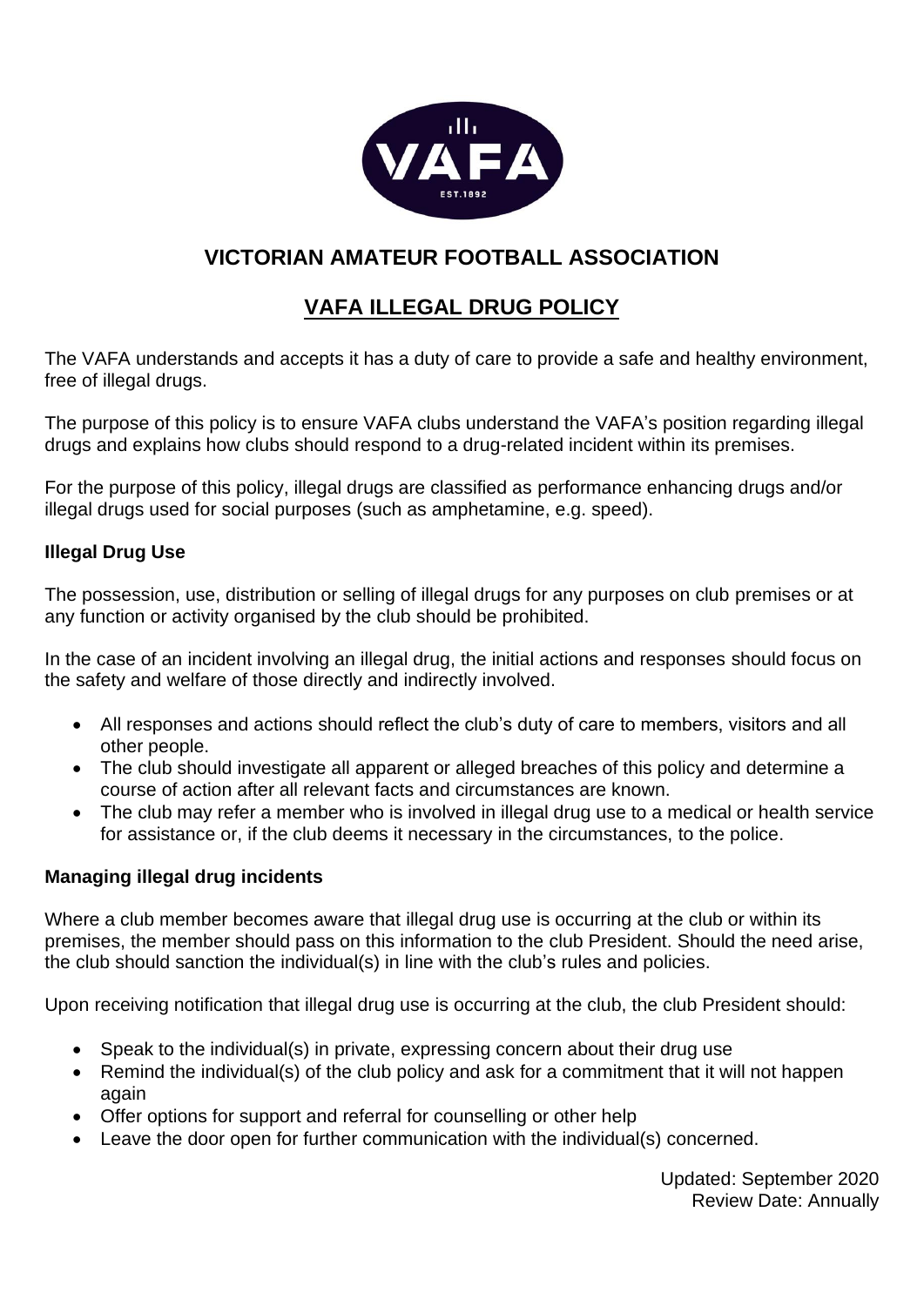# VICTORIAN AMATEUR FOOTBALL ASSOCIATION

## VAFA ILLEGAL DRUG POLICY

The VAFA understands and accepts it has a duty of care to provide a safe and healthy environment, free of illegal drugs.

The purpose of this policy is to ensure VAFA clubs understand the VAFA's position regarding illegal drugs and explains how clubs should respond to a drug-related incident within its premises.

For the purpose of this policy, illegal drugs are classified as performance enhancing drugs and/or illegal drugs used for social purposes (such as amphetamine, e.g. speed).

### Illegal Drug Use

The possession, use, distribution or selling of illegal drugs for any purposes on club premises or at any function or activity organised by the club should be prohibited.

In the case of an incident involving an illegal drug, the initial actions and responses should focus on the safety and welfare of those directly and indirectly involved.

- All responses and actions should reflect the club's duty of care to members, visitors and all other people.
- The club should investigate all apparent or alleged breaches of this policy and determine a course of action after all relevant facts and circumstances are known.
- The club may refer a member who is involved in illegal drug use to a medical or health service for assistance or, if the club deems it necessary in the circumstances, to the police.

### Managing illegal drug incidents

Where a club member becomes aware that illegal drug use is occurring at the club or within its premises, the member should pass on this information to the club President. Should the need arise, the club should sanction the individual(s) in line with the club's rules and policies.

Upon receiving notification that illegal drug use is occurring at the club, the club President should:

- Speak to the individual(s) in private, expressing concern about their drug use
- Remind the individual(s) of the club policy and ask for a commitment that it will not happen again
- Offer options for support and referral for counselling or other help
- Leave the door open for further communication with the individual(s) concerned.

Updated: September 2020
Review Date: Annually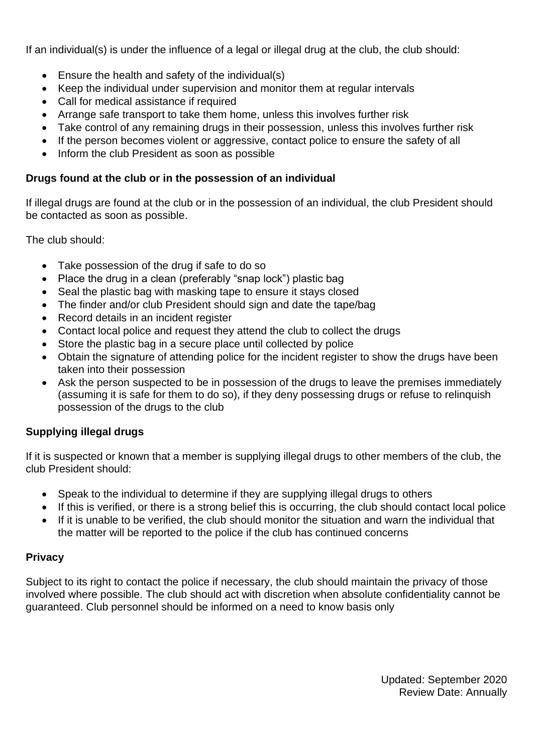If an individual(s) is under the influence of a legal or illegal drug at the club, the club should:

- Ensure the health and safety of the individual(s)
- Keep the individual under supervision and monitor them at regular intervals
- Call for medical assistance if required
- Arrange safe transport to take them home, unless this involves further risk
- Take control of any remaining drugs in their possession, unless this involves further risk
- If the person becomes violent or aggressive, contact police to ensure the safety of all
- Inform the club President as soon as possible

**Drugs found at the club or in the possession of an individual**

If illegal drugs are found at the club or in the possession of an individual, the club President should be contacted as soon as possible.

The club should:

- Take possession of the drug if safe to do so
- Place the drug in a clean (preferably "snap lock") plastic bag
- Seal the plastic bag with masking tape to ensure it stays closed
- The finder and/or club President should sign and date the tape/bag
- Record details in an incident register
- Contact local police and request they attend the club to collect the drugs
- Store the plastic bag in a secure place until collected by police
- Obtain the signature of attending police for the incident register to show the drugs have been taken into their possession
- Ask the person suspected to be in possession of the drugs to leave the premises immediately (assuming it is safe for them to do so), if they deny possessing drugs or refuse to relinquish possession of the drugs to the club

**Supplying illegal drugs**

If it is suspected or known that a member is supplying illegal drugs to other members of the club, the club President should:

- Speak to the individual to determine if they are supplying illegal drugs to others
- If this is verified, or there is a strong belief this is occurring, the club should contact local police
- If it is unable to be verified, the club should monitor the situation and warn the individual that the matter will be reported to the police if the club has continued concerns

**Privacy**

Subject to its right to contact the police if necessary, the club should maintain the privacy of those involved where possible. The club should act with discretion when absolute confidentiality cannot be guaranteed. Club personnel should be informed on a need to know basis only

Updated: September 2020
Review Date: Annually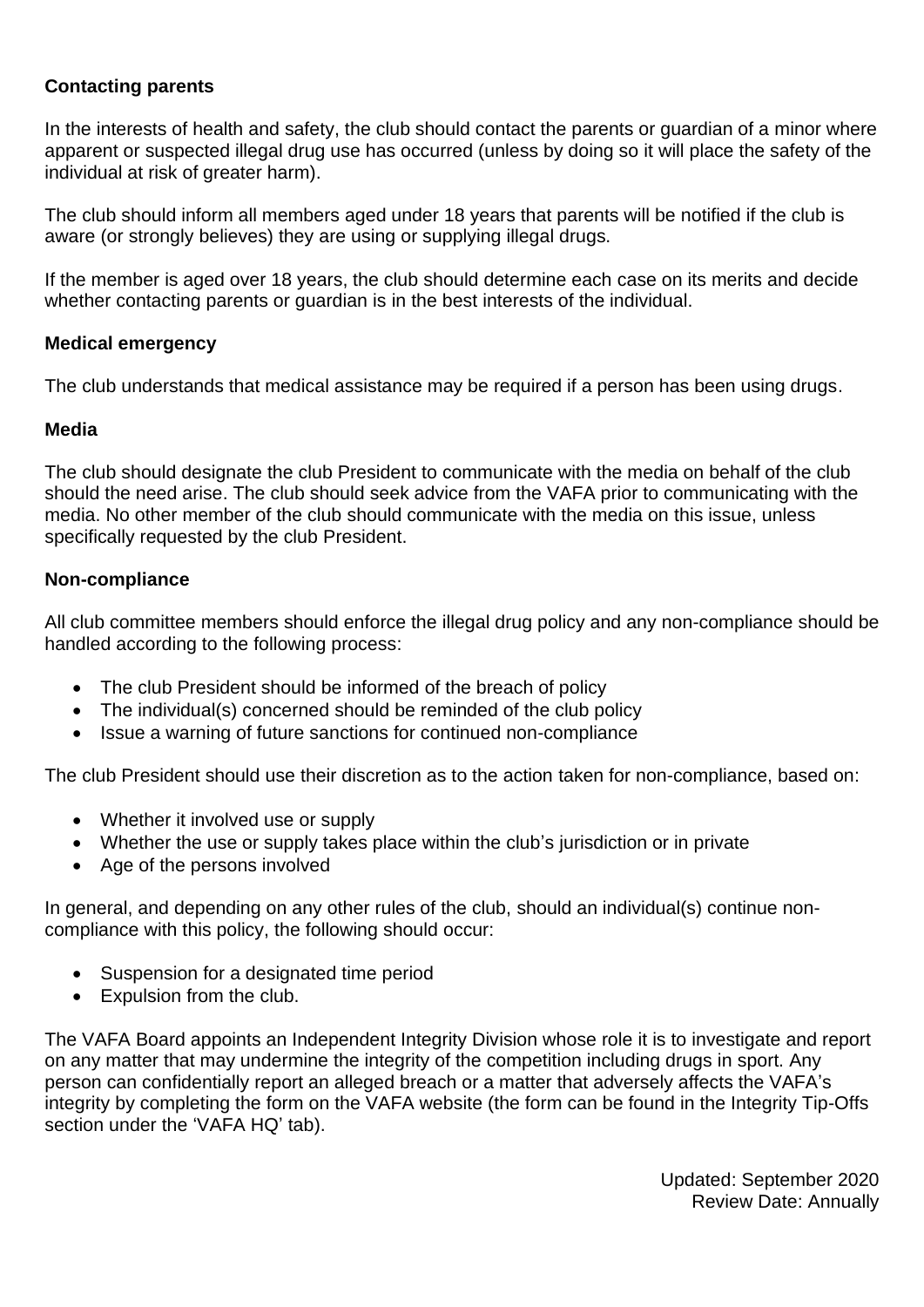**Contacting parents**

In the interests of health and safety, the club should contact the parents or guardian of a minor where apparent or suspected illegal drug use has occurred (unless by doing so it will place the safety of the individual at risk of greater harm).

The club should inform all members aged under 18 years that parents will be notified if the club is aware (or strongly believes) they are using or supplying illegal drugs.

If the member is aged over 18 years, the club should determine each case on its merits and decide whether contacting parents or guardian is in the best interests of the individual.

**Medical emergency**

The club understands that medical assistance may be required if a person has been using drugs.

**Media**

The club should designate the club President to communicate with the media on behalf of the club should the need arise. The club should seek advice from the VAFA prior to communicating with the media. No other member of the club should communicate with the media on this issue, unless specifically requested by the club President.

**Non-compliance**

All club committee members should enforce the illegal drug policy and any non-compliance should be handled according to the following process:

- The club President should be informed of the breach of policy
- The individual(s) concerned should be reminded of the club policy
- Issue a warning of future sanctions for continued non-compliance

The club President should use their discretion as to the action taken for non-compliance, based on:

- Whether it involved use or supply
- Whether the use or supply takes place within the club's jurisdiction or in private
- Age of the persons involved

In general, and depending on any other rules of the club, should an individual(s) continue non-compliance with this policy, the following should occur:

- Suspension for a designated time period
- Expulsion from the club.

The VAFA Board appoints an Independent Integrity Division whose role it is to investigate and report on any matter that may undermine the integrity of the competition including drugs in sport. Any person can confidentially report an alleged breach or a matter that adversely affects the VAFA's integrity by completing the form on the VAFA website (the form can be found in the Integrity Tip-Offs section under the 'VAFA HQ' tab).

Updated: September 2020
Review Date: Annually